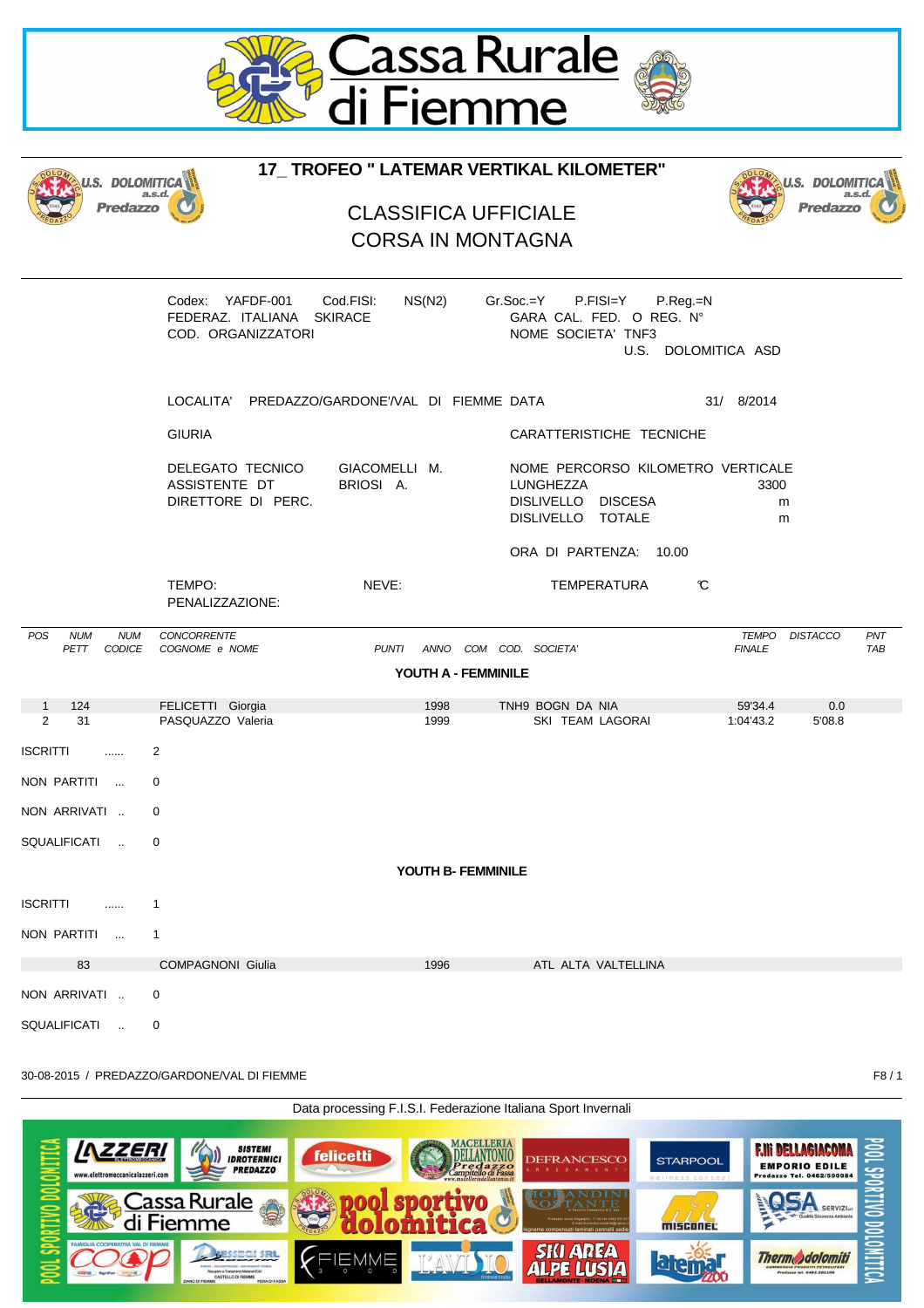# 17_ TROFEO " LATEMAR VERTIKAL KILOMETER"

## CLASSIFICA UFFICIALE
## CORSA IN MONTAGNA

Codex: YAFDF-001 Cod.FISI: NS(N2) Gr.Soc.=Y P.FISI=Y P.Reg.=N
FEDERAZ. ITALIANA SKIRACE GARA CAL. FED. O REG. N°
COD. ORGANIZZATORI NOME SOCIETA' TNF3
U.S. DOLOMITICA ASD

LOCALITA' PREDAZZO/GARDONE'/VAL DI FIEMME DATA 31/ 8/2014

GIURIA

DELEGATO TECNICO GIACOMELLI M.
ASSISTENTE DT BRIOSI A.
DIRETTORE DI PERC.

CARATTERISTICHE TECNICHE

NOME PERCORSO KILOMETRO VERTICALE
LUNGHEZZA 3300
DISLIVELLO DISCESA m
DISLIVELLO TOTALE m

ORA DI PARTENZA: 10.00

TEMPO: NEVE: TEMPERATURA ℃
PENALIZZAZIONE:

### YOUTH A - FEMMINILE

| POS | NUM PETT | NUM CODICE | CONCORRENTE COGNOME e NOME | PUNTI | ANNO | COM | COD. | SOCIETA' | TEMPO FINALE | DISTACCO | PNT TAB |
|---|---|---|---|---|---|---|---|---|---|---|---|
| 1 | 124 | | FELICETTI Giorgia | | 1998 | | TNH9 | BOGN DA NIA | 59'34.4 | 0.0 | |
| 2 | 31 | | PASQUAZZO Valeria | | 1999 | | | SKI TEAM LAGORAI | 1:04'43.2 | 5'08.8 | |

ISCRITTI ...... 2

NON PARTITI ... 0

NON ARRIVATI .. 0

SQUALIFICATI .. 0

### YOUTH B- FEMMINILE

ISCRITTI ...... 1

NON PARTITI ... 1

| NUM PETT | CONCORRENTE COGNOME e NOME | ANNO | SOCIETA' |
|---|---|---|---|
| 83 | COMPAGNONI Giulia | 1996 | ATL ALTA VALTELLINA |

NON ARRIVATI .. 0

SQUALIFICATI .. 0

30-08-2015 / PREDAZZO/GARDONE/VAL DI FIEMME F8 / 1

Data processing F.I.S.I. Federazione Italiana Sport Invernali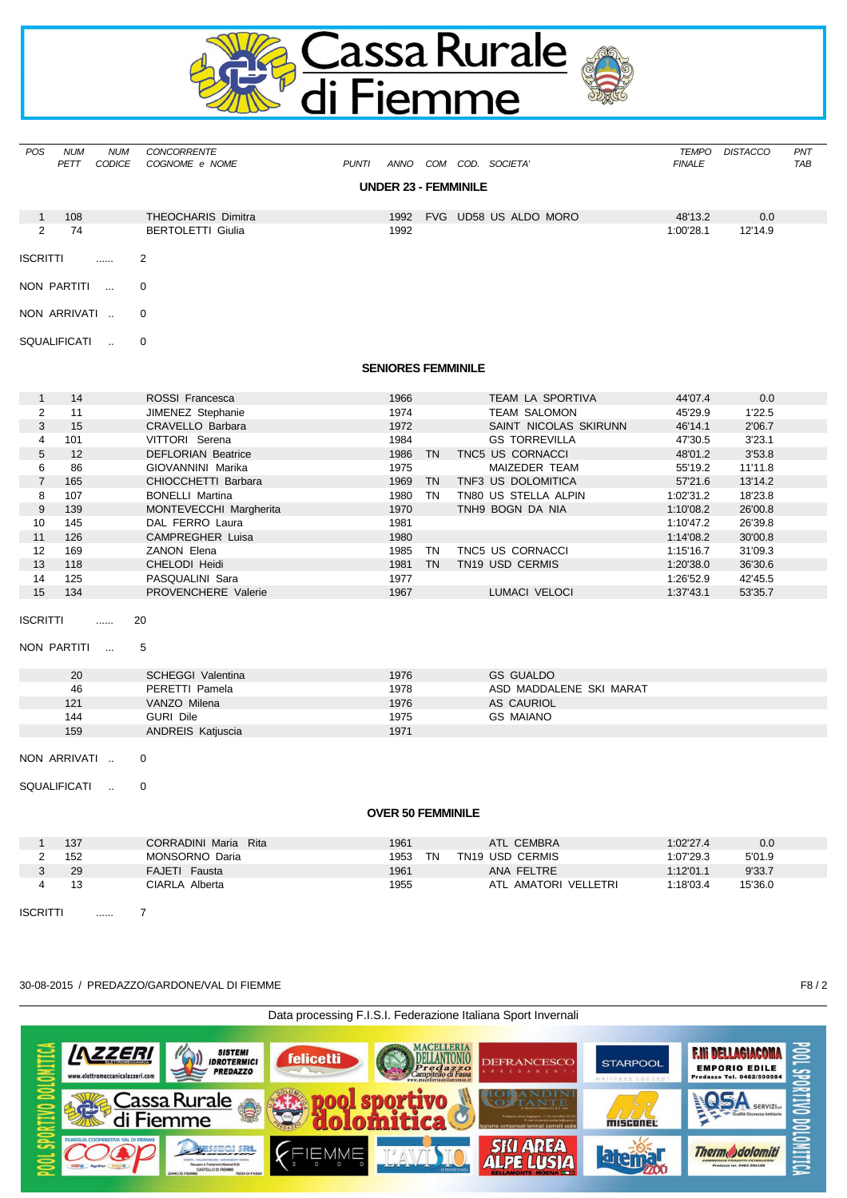# Cassa Rurale di Fiemme

| POS | NUM PETT | NUM CODICE | CONCORRENTE COGNOME e NOME | PUNTI | ANNO | COM | COD. | SOCIETA' | TEMPO FINALE | DISTACCO | PNT TAB |
|---|---|---|---|---|---|---|---|---|---|---|---|

### UNDER 23 - FEMMINILE

| POS | NUM PETT | NUM CODICE | CONCORRENTE COGNOME e NOME | PUNTI | ANNO | COM | COD. | SOCIETA' | TEMPO FINALE | DISTACCO | PNT TAB |
|---|---|---|---|---|---|---|---|---|---|---|---|
| 1 | 108 | | THEOCHARIS Dimitra | | 1992 | FVG | UD58 | US ALDO MORO | 48'13.2 | 0.0 | |
| 2 | 74 | | BERTOLETTI Giulia | | 1992 | | | | 1:00'28.1 | 12'14.9 | |

ISCRITTI ...... 2

NON PARTITI ... 0

NON ARRIVATI .. 0

SQUALIFICATI .. 0

### SENIORES FEMMINILE

| POS | NUM PETT | NUM CODICE | CONCORRENTE COGNOME e NOME | PUNTI | ANNO | COM | COD. | SOCIETA' | TEMPO FINALE | DISTACCO | PNT TAB |
|---|---|---|---|---|---|---|---|---|---|---|---|
| 1 | 14 | | ROSSI Francesca | | 1966 | | | TEAM LA SPORTIVA | 44'07.4 | 0.0 | |
| 2 | 11 | | JIMENEZ Stephanie | | 1974 | | | TEAM SALOMON | 45'29.9 | 1'22.5 | |
| 3 | 15 | | CRAVELLO Barbara | | 1972 | | | SAINT NICOLAS SKIRUNN | 46'14.1 | 2'06.7 | |
| 4 | 101 | | VITTORI Serena | | 1984 | | | GS TORREVILLA | 47'30.5 | 3'23.1 | |
| 5 | 12 | | DEFLORIAN Beatrice | | 1986 | TN | TNC5 | US CORNACCI | 48'01.2 | 3'53.8 | |
| 6 | 86 | | GIOVANNINI Marika | | 1975 | | | MAIZEDER TEAM | 55'19.2 | 11'11.8 | |
| 7 | 165 | | CHIOCCHETTI Barbara | | 1969 | TN | TNF3 | US DOLOMITICA | 57'21.6 | 13'14.2 | |
| 8 | 107 | | BONELLI Martina | | 1980 | TN | TN80 | US STELLA ALPIN | 1:02'31.2 | 18'23.8 | |
| 9 | 139 | | MONTEVECCHI Margherita | | 1970 | | TNH9 | BOGN DA NIA | 1:10'08.2 | 26'00.8 | |
| 10 | 145 | | DAL FERRO Laura | | 1981 | | | | 1:10'47.2 | 26'39.8 | |
| 11 | 126 | | CAMPREGHER Luisa | | 1980 | | | | 1:14'08.2 | 30'00.8 | |
| 12 | 169 | | ZANON Elena | | 1985 | TN | TNC5 | US CORNACCI | 1:15'16.7 | 31'09.3 | |
| 13 | 118 | | CHELODI Heidi | | 1981 | TN | TN19 | USD CERMIS | 1:20'38.0 | 36'30.6 | |
| 14 | 125 | | PASQUALINI Sara | | 1977 | | | | 1:26'52.9 | 42'45.5 | |
| 15 | 134 | | PROVENCHERE Valerie | | 1967 | | | LUMACI VELOCI | 1:37'43.1 | 53'35.7 | |

ISCRITTI ...... 20

NON PARTITI ... 5

| NUM PETT | CONCORRENTE COGNOME e NOME | ANNO | SOCIETA' |
|---|---|---|---|
| 20 | SCHEGGI Valentina | 1976 | GS GUALDO |
| 46 | PERETTI Pamela | 1978 | ASD MADDALENE SKI MARAT |
| 121 | VANZO Milena | 1976 | AS CAURIOL |
| 144 | GURI Dile | 1975 | GS MAIANO |
| 159 | ANDREIS Katjuscia | 1971 | |

NON ARRIVATI .. 0

SQUALIFICATI .. 0

### OVER 50 FEMMINILE

| POS | NUM PETT | NUM CODICE | CONCORRENTE COGNOME e NOME | PUNTI | ANNO | COM | COD. | SOCIETA' | TEMPO FINALE | DISTACCO | PNT TAB |
|---|---|---|---|---|---|---|---|---|---|---|---|
| 1 | 137 | | CORRADINI Maria Rita | | 1961 | | | ATL CEMBRA | 1:02'27.4 | 0.0 | |
| 2 | 152 | | MONSORNO Daria | | 1953 | TN | TN19 | USD CERMIS | 1:07'29.3 | 5'01.9 | |
| 3 | 29 | | FAJETI Fausta | | 1961 | | | ANA FELTRE | 1:12'01.1 | 9'33.7 | |
| 4 | 13 | | CIARLA Alberta | | 1955 | | | ATL AMATORI VELLETRI | 1:18'03.4 | 15'36.0 | |

ISCRITTI ...... 7

30-08-2015 / PREDAZZO/GARDONE/VAL DI FIEMME

Data processing F.I.S.I. Federazione Italiana Sport Invernali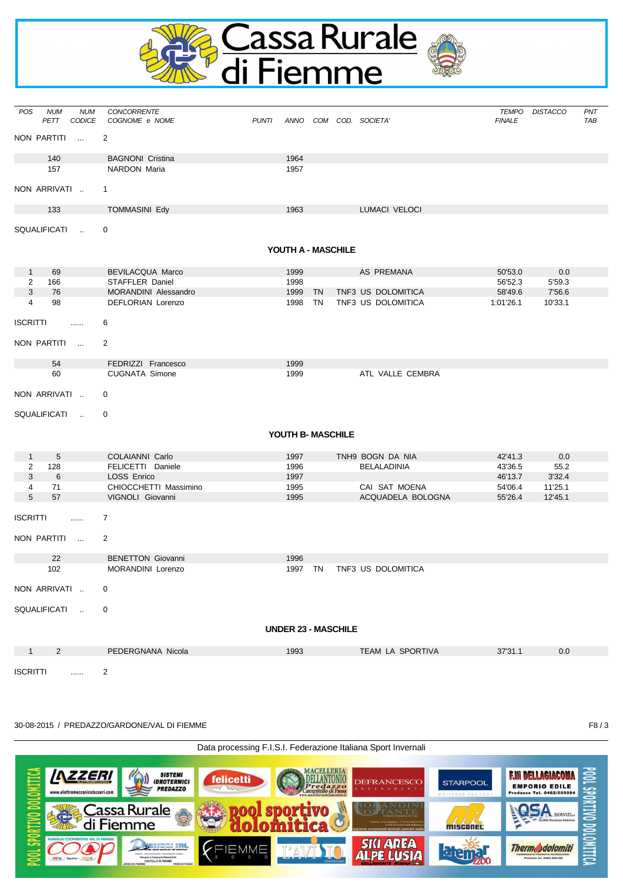| POS | NUM PETT | NUM CODICE | CONCORRENTE COGNOME e NOME | PUNTI | ANNO | COM | COD. | SOCIETA' | TEMPO FINALE | DISTACCO | PNT TAB |
|---|---|---|---|---|---|---|---|---|---|---|---|

NON PARTITI ... 2

| NUM PETT | CONCORRENTE | ANNO | COM | COD. | SOCIETA' |
|---|---|---|---|---|---|
| 140 | BAGNONI Cristina | 1964 | | | |
| 157 | NARDON Maria | 1957 | | | |

NON ARRIVATI .. 1

| NUM PETT | CONCORRENTE | ANNO | COM | COD. | SOCIETA' |
|---|---|---|---|---|---|
| 133 | TOMMASINI Edy | 1963 | | | LUMACI VELOCI |

SQUALIFICATI .. 0

## YOUTH A - MASCHILE

| POS | NUM PETT | CONCORRENTE | ANNO | COM | COD. | SOCIETA' | TEMPO FINALE | DISTACCO |
|---|---|---|---|---|---|---|---|---|
| 1 | 69 | BEVILACQUA Marco | 1999 | | | AS PREMANA | 50'53.0 | 0.0 |
| 2 | 166 | STAFFLER Daniel | 1998 | | | | 56'52.3 | 5'59.3 |
| 3 | 76 | MORANDINI Alessandro | 1999 | TN | TNF3 | US DOLOMITICA | 58'49.6 | 7'56.6 |
| 4 | 98 | DEFLORIAN Lorenzo | 1998 | TN | TNF3 | US DOLOMITICA | 1:01'26.1 | 10'33.1 |

ISCRITTI ...... 6

NON PARTITI ... 2

| NUM PETT | CONCORRENTE | ANNO | COM | COD. | SOCIETA' |
|---|---|---|---|---|---|
| 54 | FEDRIZZI Francesco | 1999 | | | |
| 60 | CUGNATA Simone | 1999 | | | ATL VALLE CEMBRA |

NON ARRIVATI .. 0

SQUALIFICATI .. 0

## YOUTH B- MASCHILE

| POS | NUM PETT | CONCORRENTE | ANNO | COM | COD. | SOCIETA' | TEMPO FINALE | DISTACCO |
|---|---|---|---|---|---|---|---|---|
| 1 | 5 | COLAIANNI Carlo | 1997 | | TNH9 | BOGN DA NIA | 42'41.3 | 0.0 |
| 2 | 128 | FELICETTI Daniele | 1996 | | | BELALADINIA | 43'36.5 | 55.2 |
| 3 | 6 | LOSS Enrico | 1997 | | | | 46'13.7 | 3'32.4 |
| 4 | 71 | CHIOCCHETTI Massimino | 1995 | | | CAI SAT MOENA | 54'06.4 | 11'25.1 |
| 5 | 57 | VIGNOLI Giovanni | 1995 | | | ACQUADELA BOLOGNA | 55'26.4 | 12'45.1 |

ISCRITTI ...... 7

NON PARTITI ... 2

| NUM PETT | CONCORRENTE | ANNO | COM | COD. | SOCIETA' |
|---|---|---|---|---|---|
| 22 | BENETTON Giovanni | 1996 | | | |
| 102 | MORANDINI Lorenzo | 1997 | TN | TNF3 | US DOLOMITICA |

NON ARRIVATI .. 0

SQUALIFICATI .. 0

## UNDER 23 - MASCHILE

| POS | NUM PETT | CONCORRENTE | ANNO | COM | COD. | SOCIETA' | TEMPO FINALE | DISTACCO |
|---|---|---|---|---|---|---|---|---|
| 1 | 2 | PEDERGNANA Nicola | 1993 | | | TEAM LA SPORTIVA | 37'31.1 | 0.0 |

ISCRITTI ...... 2

30-08-2015 / PREDAZZO/GARDONE/VAL DI FIEMME

Data processing F.I.S.I. Federazione Italiana Sport Invernali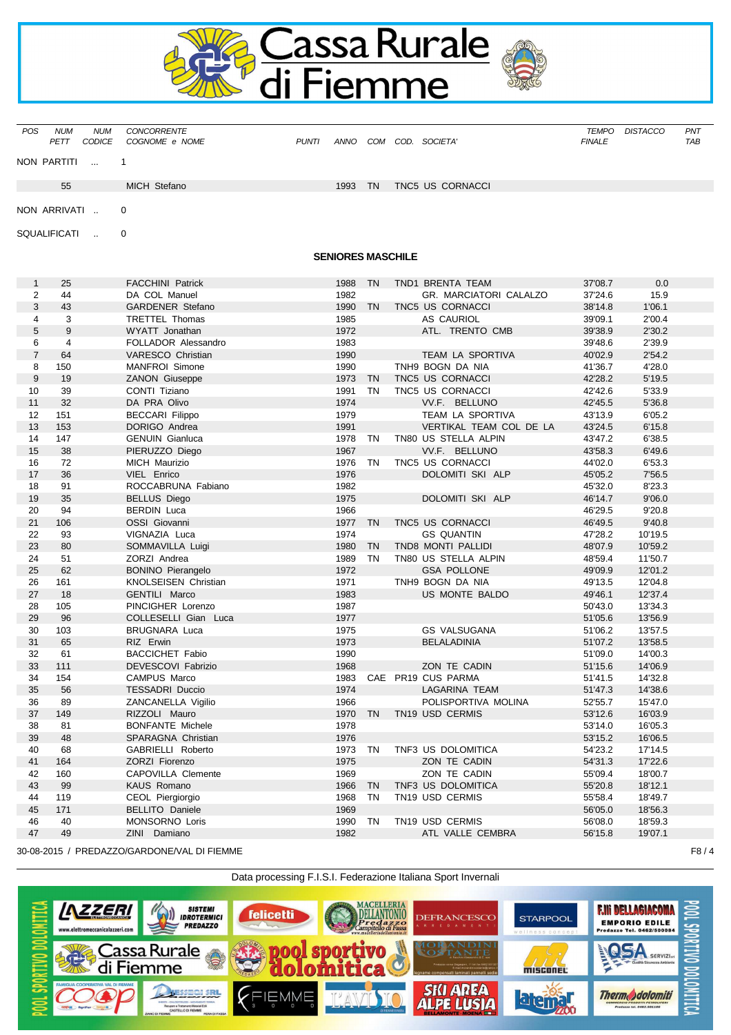| POS | NUM PETT | NUM CODICE | CONCORRENTE COGNOME e NOME | PUNTI | ANNO | COM | COD. | SOCIETA' | TEMPO FINALE | DISTACCO | PNT TAB |
|---|---|---|---|---|---|---|---|---|---|---|---|

NON PARTITI ... 1

| | NUM PETT | | CONCORRENTE | | ANNO | COM | COD. | SOCIETA' |
|---|---|---|---|---|---|---|---|---|
| | 55 | | MICH Stefano | | 1993 | TN | TNC5 | US CORNACCI |

NON ARRIVATI .. 0

SQUALIFICATI .. 0

## SENIORES MASCHILE

| POS | NUM PETT | NUM CODICE | CONCORRENTE COGNOME e NOME | PUNTI | ANNO | COM | COD. | SOCIETA' | TEMPO FINALE | DISTACCO | PNT TAB |
|---|---|---|---|---|---|---|---|---|---|---|---|
| 1 | 25 | | FACCHINI Patrick | | 1988 | TN | TND1 | BRENTA TEAM | 37'08.7 | 0.0 | |
| 2 | 44 | | DA COL Manuel | | 1982 | | | GR. MARCIATORI CALALZO | 37'24.6 | 15.9 | |
| 3 | 43 | | GARDENER Stefano | | 1990 | TN | TNC5 | US CORNACCI | 38'14.8 | 1'06.1 | |
| 4 | 3 | | TRETTEL Thomas | | 1985 | | | AS CAURIOL | 39'09.1 | 2'00.4 | |
| 5 | 9 | | WYATT Jonathan | | 1972 | | | ATL. TRENTO CMB | 39'38.9 | 2'30.2 | |
| 6 | 4 | | FOLLADOR Alessandro | | 1983 | | | | 39'48.6 | 2'39.9 | |
| 7 | 64 | | VARESCO Christian | | 1990 | | | TEAM LA SPORTIVA | 40'02.9 | 2'54.2 | |
| 8 | 150 | | MANFROI Simone | | 1990 | | TNH9 | BOGN DA NIA | 41'36.7 | 4'28.0 | |
| 9 | 19 | | ZANON Giuseppe | | 1973 | TN | TNC5 | US CORNACCI | 42'28.2 | 5'19.5 | |
| 10 | 39 | | CONTI Tiziano | | 1991 | TN | TNC5 | US CORNACCI | 42'42.6 | 5'33.9 | |
| 11 | 32 | | DA PRA Olivo | | 1974 | | | VV.F. BELLUNO | 42'45.5 | 5'36.8 | |
| 12 | 151 | | BECCARI Filippo | | 1979 | | | TEAM LA SPORTIVA | 43'13.9 | 6'05.2 | |
| 13 | 153 | | DORIGO Andrea | | 1991 | | | VERTIKAL TEAM COL DE LA | 43'24.5 | 6'15.8 | |
| 14 | 147 | | GENUIN Gianluca | | 1978 | TN | TN80 | US STELLA ALPIN | 43'47.2 | 6'38.5 | |
| 15 | 38 | | PIERUZZO Diego | | 1967 | | | VV.F. BELLUNO | 43'58.3 | 6'49.6 | |
| 16 | 72 | | MICH Maurizio | | 1976 | TN | TNC5 | US CORNACCI | 44'02.0 | 6'53.3 | |
| 17 | 36 | | VIEL Enrico | | 1976 | | | DOLOMITI SKI ALP | 45'05.2 | 7'56.5 | |
| 18 | 91 | | ROCCABRUNA Fabiano | | 1982 | | | | 45'32.0 | 8'23.3 | |
| 19 | 35 | | BELLUS Diego | | 1975 | | | DOLOMITI SKI ALP | 46'14.7 | 9'06.0 | |
| 20 | 94 | | BERDIN Luca | | 1966 | | | | 46'29.5 | 9'20.8 | |
| 21 | 106 | | OSSI Giovanni | | 1977 | TN | TNC5 | US CORNACCI | 46'49.5 | 9'40.8 | |
| 22 | 93 | | VIGNAZIA Luca | | 1974 | | | GS QUANTIN | 47'28.2 | 10'19.5 | |
| 23 | 80 | | SOMMAVILLA Luigi | | 1980 | TN | TND8 | MONTI PALLIDI | 48'07.9 | 10'59.2 | |
| 24 | 51 | | ZORZI Andrea | | 1989 | TN | TN80 | US STELLA ALPIN | 48'59.4 | 11'50.7 | |
| 25 | 62 | | BONINO Pierangelo | | 1972 | | | GSA POLLONE | 49'09.9 | 12'01.2 | |
| 26 | 161 | | KNOLSEISEN Christian | | 1971 | | TNH9 | BOGN DA NIA | 49'13.5 | 12'04.8 | |
| 27 | 18 | | GENTILI Marco | | 1983 | | | US MONTE BALDO | 49'46.1 | 12'37.4 | |
| 28 | 105 | | PINCIGHER Lorenzo | | 1987 | | | | 50'43.0 | 13'34.3 | |
| 29 | 96 | | COLLESELLI Gian Luca | | 1977 | | | | 51'05.6 | 13'56.9 | |
| 30 | 103 | | BRUGNARA Luca | | 1975 | | | GS VALSUGANA | 51'06.2 | 13'57.5 | |
| 31 | 65 | | RIZ Erwin | | 1973 | | | BELALADINIA | 51'07.2 | 13'58.5 | |
| 32 | 61 | | BACCICHET Fabio | | 1990 | | | | 51'09.0 | 14'00.3 | |
| 33 | 111 | | DEVESCOVI Fabrizio | | 1968 | | | ZON TE CADIN | 51'15.6 | 14'06.9 | |
| 34 | 154 | | CAMPUS Marco | | 1983 | CAE | PR19 | CUS PARMA | 51'41.5 | 14'32.8 | |
| 35 | 56 | | TESSADRI Duccio | | 1974 | | | LAGARINA TEAM | 51'47.3 | 14'38.6 | |
| 36 | 89 | | ZANCANELLA Vigilio | | 1966 | | | POLISPORTIVA MOLINA | 52'55.7 | 15'47.0 | |
| 37 | 149 | | RIZZOLI Mauro | | 1970 | TN | TN19 | USD CERMIS | 53'12.6 | 16'03.9 | |
| 38 | 81 | | BONFANTE Michele | | 1978 | | | | 53'14.0 | 16'05.3 | |
| 39 | 48 | | SPARAGNA Christian | | 1976 | | | | 53'15.2 | 16'06.5 | |
| 40 | 68 | | GABRIELLI Roberto | | 1973 | TN | TNF3 | US DOLOMITICA | 54'23.2 | 17'14.5 | |
| 41 | 164 | | ZORZI Fiorenzo | | 1975 | | | ZON TE CADIN | 54'31.3 | 17'22.6 | |
| 42 | 160 | | CAPOVILLA Clemente | | 1969 | | | ZON TE CADIN | 55'09.4 | 18'00.7 | |
| 43 | 99 | | KAUS Romano | | 1966 | TN | TNF3 | US DOLOMITICA | 55'20.8 | 18'12.1 | |
| 44 | 119 | | CEOL Piergiorgio | | 1968 | TN | TN19 | USD CERMIS | 55'58.4 | 18'49.7 | |
| 45 | 171 | | BELLITO Daniele | | 1969 | | | | 56'05.0 | 18'56.3 | |
| 46 | 40 | | MONSORNO Loris | | 1990 | TN | TN19 | USD CERMIS | 56'08.0 | 18'59.3 | |
| 47 | 49 | | ZINI Damiano | | 1982 | | | ATL VALLE CEMBRA | 56'15.8 | 19'07.1 | |

30-08-2015 / PREDAZZO/GARDONE/VAL DI FIEMME

Data processing F.I.S.I. Federazione Italiana Sport Invernali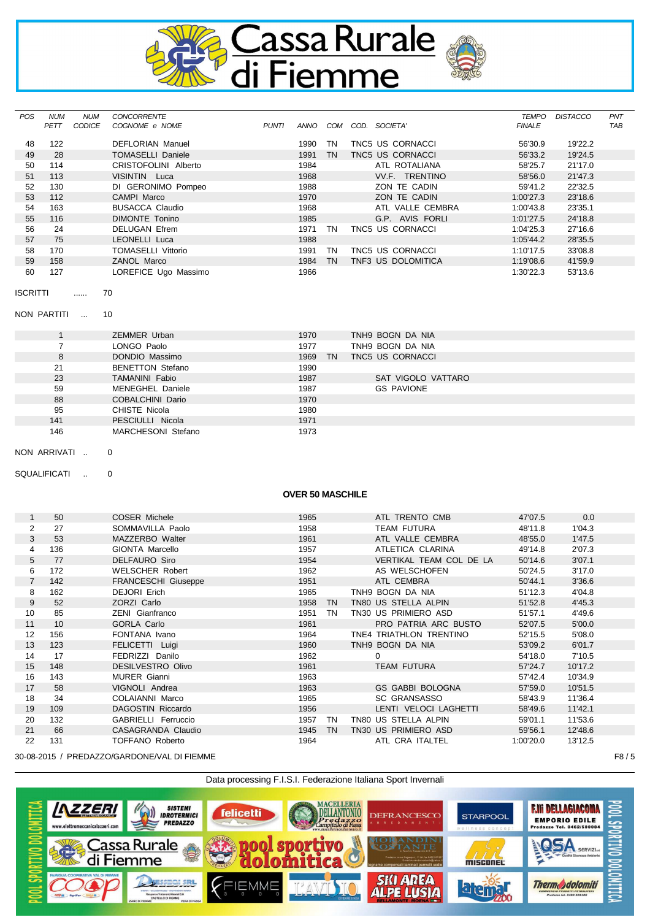# Cassa Rurale di Fiemme

| POS | NUM PETT | NUM CODICE | CONCORRENTE COGNOME e NOME | PUNTI | ANNO | COM | COD. | SOCIETA' | TEMPO FINALE | DISTACCO | PNT TAB |
|---|---|---|---|---|---|---|---|---|---|---|---|
| 48 | 122 | | DEFLORIAN Manuel | | 1990 | TN | TNC5 | US CORNACCI | 56'30.9 | 19'22.2 | |
| 49 | 28 | | TOMASELLI Daniele | | 1991 | TN | TNC5 | US CORNACCI | 56'33.2 | 19'24.5 | |
| 50 | 114 | | CRISTOFOLINI Alberto | | 1984 | | | ATL ROTALIANA | 58'25.7 | 21'17.0 | |
| 51 | 113 | | VISINTIN Luca | | 1968 | | | VV.F. TRENTINO | 58'56.0 | 21'47.3 | |
| 52 | 130 | | DI GERONIMO Pompeo | | 1988 | | | ZON TE CADIN | 59'41.2 | 22'32.5 | |
| 53 | 112 | | CAMPI Marco | | 1970 | | | ZON TE CADIN | 1:00'27.3 | 23'18.6 | |
| 54 | 163 | | BUSACCA Claudio | | 1968 | | | ATL VALLE CEMBRA | 1:00'43.8 | 23'35.1 | |
| 55 | 116 | | DIMONTE Tonino | | 1985 | | | G.P. AVIS FORLI | 1:01'27.5 | 24'18.8 | |
| 56 | 24 | | DELUGAN Efrem | | 1971 | TN | TNC5 | US CORNACCI | 1:04'25.3 | 27'16.6 | |
| 57 | 75 | | LEONELLI Luca | | 1988 | | | | 1:05'44.2 | 28'35.5 | |
| 58 | 170 | | TOMASELLI Vittorio | | 1991 | TN | TNC5 | US CORNACCI | 1:10'17.5 | 33'08.8 | |
| 59 | 158 | | ZANOL Marco | | 1984 | TN | TNF3 | US DOLOMITICA | 1:19'08.6 | 41'59.9 | |
| 60 | 127 | | LOREFICE Ugo Massimo | | 1966 | | | | 1:30'22.3 | 53'13.6 | |

ISCRITTI ...... 70

NON PARTITI ... 10

| NUM PETT | CONCORRENTE | ANNO | COM | COD. | SOCIETA' |
|---|---|---|---|---|---|
| 1 | ZEMMER Urban | 1970 | | TNH9 | BOGN DA NIA |
| 7 | LONGO Paolo | 1977 | | TNH9 | BOGN DA NIA |
| 8 | DONDIO Massimo | 1969 | TN | TNC5 | US CORNACCI |
| 21 | BENETTON Stefano | 1990 | | | |
| 23 | TAMANINI Fabio | 1987 | | | SAT VIGOLO VATTARO |
| 59 | MENEGHEL Daniele | 1987 | | | GS PAVIONE |
| 88 | COBALCHINI Dario | 1970 | | | |
| 95 | CHISTE Nicola | 1980 | | | |
| 141 | PESCIULLI Nicola | 1971 | | | |
| 146 | MARCHESONI Stefano | 1973 | | | |

NON ARRIVATI .. 0

SQUALIFICATI .. 0

## OVER 50 MASCHILE

| POS | NUM PETT | NUM CODICE | CONCORRENTE COGNOME e NOME | PUNTI | ANNO | COM | COD. | SOCIETA' | TEMPO FINALE | DISTACCO | PNT TAB |
|---|---|---|---|---|---|---|---|---|---|---|---|
| 1 | 50 | | COSER Michele | | 1965 | | | ATL TRENTO CMB | 47'07.5 | 0.0 | |
| 2 | 27 | | SOMMAVILLA Paolo | | 1958 | | | TEAM FUTURA | 48'11.8 | 1'04.3 | |
| 3 | 53 | | MAZZERBO Walter | | 1961 | | | ATL VALLE CEMBRA | 48'55.0 | 1'47.5 | |
| 4 | 136 | | GIONTA Marcello | | 1957 | | | ATLETICA CLARINA | 49'14.8 | 2'07.3 | |
| 5 | 77 | | DELFAURO Siro | | 1954 | | | VERTIKAL TEAM COL DE LA | 50'14.6 | 3'07.1 | |
| 6 | 172 | | WELSCHER Robert | | 1962 | | | AS WELSCHOFEN | 50'24.5 | 3'17.0 | |
| 7 | 142 | | FRANCESCHI Giuseppe | | 1951 | | | ATL CEMBRA | 50'44.1 | 3'36.6 | |
| 8 | 162 | | DEJORI Erich | | 1965 | | TNH9 | BOGN DA NIA | 51'12.3 | 4'04.8 | |
| 9 | 52 | | ZORZI Carlo | | 1958 | TN | TN80 | US STELLA ALPIN | 51'52.8 | 4'45.3 | |
| 10 | 85 | | ZENI Gianfranco | | 1951 | TN | TN30 | US PRIMIERO ASD | 51'57.1 | 4'49.6 | |
| 11 | 10 | | GORLA Carlo | | 1961 | | | PRO PATRIA ARC BUSTO | 52'07.5 | 5'00.0 | |
| 12 | 156 | | FONTANA Ivano | | 1964 | | TNE4 | TRIATHLON TRENTINO | 52'15.5 | 5'08.0 | |
| 13 | 123 | | FELICETTI Luigi | | 1960 | | TNH9 | BOGN DA NIA | 53'09.2 | 6'01.7 | |
| 14 | 17 | | FEDRIZZI Danilo | | 1962 | | | 0 | 54'18.0 | 7'10.5 | |
| 15 | 148 | | DESILVESTRO Olivo | | 1961 | | | TEAM FUTURA | 57'24.7 | 10'17.2 | |
| 16 | 143 | | MURER Gianni | | 1963 | | | | 57'42.4 | 10'34.9 | |
| 17 | 58 | | VIGNOLI Andrea | | 1963 | | | GS GABBI BOLOGNA | 57'59.0 | 10'51.5 | |
| 18 | 34 | | COLAIANNI Marco | | 1965 | | | SC GRANSASSO | 58'43.9 | 11'36.4 | |
| 19 | 109 | | DAGOSTIN Riccardo | | 1956 | | | LENTI VELOCI LAGHETTI | 58'49.6 | 11'42.1 | |
| 20 | 132 | | GABRIELLI Ferruccio | | 1957 | TN | TN80 | US STELLA ALPIN | 59'01.1 | 11'53.6 | |
| 21 | 66 | | CASAGRANDA Claudio | | 1945 | TN | TN30 | US PRIMIERO ASD | 59'56.1 | 12'48.6 | |
| 22 | 131 | | TOFFANO Roberto | | 1964 | | | ATL CRA ITALTEL | 1:00'20.0 | 13'12.5 | |

30-08-2015 / PREDAZZO/GARDONE/VAL DI FIEMME

Data processing F.I.S.I. Federazione Italiana Sport Invernali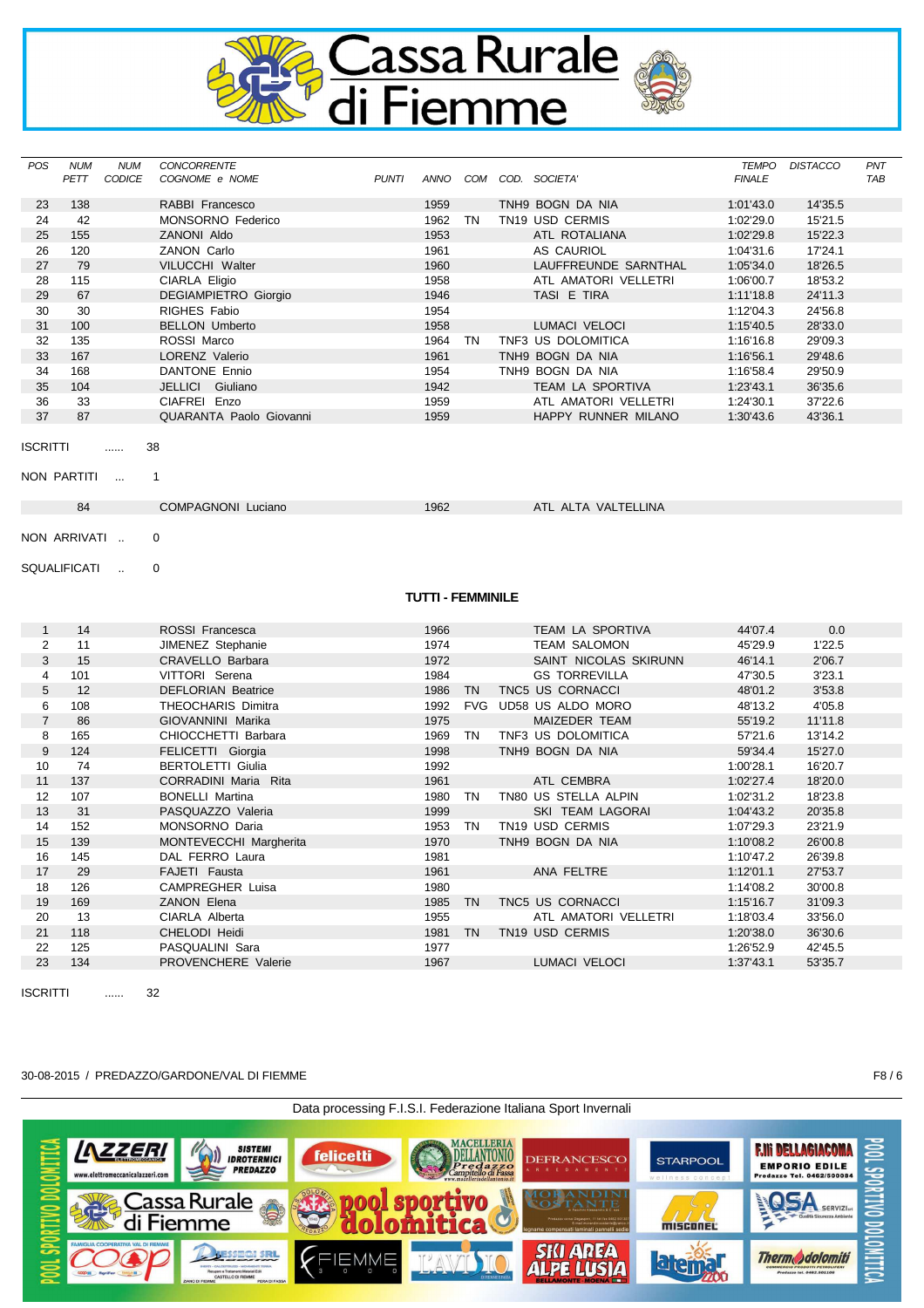| POS | NUM PETT | NUM CODICE | CONCORRENTE COGNOME e NOME | PUNTI | ANNO | COM | COD. | SOCIETA' | TEMPO FINALE | DISTACCO | PNT TAB |
|---|---|---|---|---|---|---|---|---|---|---|---|
| 23 | 138 | | RABBI Francesco | | 1959 | | TNH9 | BOGN DA NIA | 1:01'43.0 | 14'35.5 | |
| 24 | 42 | | MONSORNO Federico | | 1962 | TN | TN19 | USD CERMIS | 1:02'29.0 | 15'21.5 | |
| 25 | 155 | | ZANONI Aldo | | 1953 | | | ATL ROTALIANA | 1:02'29.8 | 15'22.3 | |
| 26 | 120 | | ZANON Carlo | | 1961 | | | AS CAURIOL | 1:04'31.6 | 17'24.1 | |
| 27 | 79 | | VILUCCHI Walter | | 1960 | | | LAUFFREUNDE SARNTHAL | 1:05'34.0 | 18'26.5 | |
| 28 | 115 | | CIARLA Eligio | | 1958 | | | ATL AMATORI VELLETRI | 1:06'00.7 | 18'53.2 | |
| 29 | 67 | | DEGIAMPIETRO Giorgio | | 1946 | | | TASI E TIRA | 1:11'18.8 | 24'11.3 | |
| 30 | 30 | | RIGHES Fabio | | 1954 | | | | 1:12'04.3 | 24'56.8 | |
| 31 | 100 | | BELLON Umberto | | 1958 | | | LUMACI VELOCI | 1:15'40.5 | 28'33.0 | |
| 32 | 135 | | ROSSI Marco | | 1964 | TN | TNF3 | US DOLOMITICA | 1:16'16.8 | 29'09.3 | |
| 33 | 167 | | LORENZ Valerio | | 1961 | | TNH9 | BOGN DA NIA | 1:16'56.1 | 29'48.6 | |
| 34 | 168 | | DANTONE Ennio | | 1954 | | TNH9 | BOGN DA NIA | 1:16'58.4 | 29'50.9 | |
| 35 | 104 | | JELLICI Giuliano | | 1942 | | | TEAM LA SPORTIVA | 1:23'43.1 | 36'35.6 | |
| 36 | 33 | | CIAFREI Enzo | | 1959 | | | ATL AMATORI VELLETRI | 1:24'30.1 | 37'22.6 | |
| 37 | 87 | | QUARANTA Paolo Giovanni | | 1959 | | | HAPPY RUNNER MILANO | 1:30'43.6 | 43'36.1 | |

ISCRITTI ...... 38

NON PARTITI ... 1

| NUM PETT | CONCORRENTE | ANNO | SOCIETA' |
|---|---|---|---|
| 84 | COMPAGNONI Luciano | 1962 | ATL ALTA VALTELLINA |

NON ARRIVATI .. 0

SQUALIFICATI .. 0

## TUTTI - FEMMINILE

| POS | NUM PETT | NUM CODICE | CONCORRENTE COGNOME e NOME | PUNTI | ANNO | COM | COD. | SOCIETA' | TEMPO FINALE | DISTACCO | PNT TAB |
|---|---|---|---|---|---|---|---|---|---|---|---|
| 1 | 14 | | ROSSI Francesca | | 1966 | | | TEAM LA SPORTIVA | 44'07.4 | 0.0 | |
| 2 | 11 | | JIMENEZ Stephanie | | 1974 | | | TEAM SALOMON | 45'29.9 | 1'22.5 | |
| 3 | 15 | | CRAVELLO Barbara | | 1972 | | | SAINT NICOLAS SKIRUNN | 46'14.1 | 2'06.7 | |
| 4 | 101 | | VITTORI Serena | | 1984 | | | GS TORREVILLA | 47'30.5 | 3'23.1 | |
| 5 | 12 | | DEFLORIAN Beatrice | | 1986 | TN | TNC5 | US CORNACCI | 48'01.2 | 3'53.8 | |
| 6 | 108 | | THEOCHARIS Dimitra | | 1992 | FVG | UD58 | US ALDO MORO | 48'13.2 | 4'05.8 | |
| 7 | 86 | | GIOVANNINI Marika | | 1975 | | | MAIZEDER TEAM | 55'19.2 | 11'11.8 | |
| 8 | 165 | | CHIOCCHETTI Barbara | | 1969 | TN | TNF3 | US DOLOMITICA | 57'21.6 | 13'14.2 | |
| 9 | 124 | | FELICETTI Giorgia | | 1998 | | TNH9 | BOGN DA NIA | 59'34.4 | 15'27.0 | |
| 10 | 74 | | BERTOLETTI Giulia | | 1992 | | | | 1:00'28.1 | 16'20.7 | |
| 11 | 137 | | CORRADINI Maria Rita | | 1961 | | | ATL CEMBRA | 1:02'27.4 | 18'20.0 | |
| 12 | 107 | | BONELLI Martina | | 1980 | TN | TN80 | US STELLA ALPIN | 1:02'31.2 | 18'23.8 | |
| 13 | 31 | | PASQUAZZO Valeria | | 1999 | | | SKI TEAM LAGORAI | 1:04'43.2 | 20'35.8 | |
| 14 | 152 | | MONSORNO Daria | | 1953 | TN | TN19 | USD CERMIS | 1:07'29.3 | 23'21.9 | |
| 15 | 139 | | MONTEVECCHI Margherita | | 1970 | | TNH9 | BOGN DA NIA | 1:10'08.2 | 26'00.8 | |
| 16 | 145 | | DAL FERRO Laura | | 1981 | | | | 1:10'47.2 | 26'39.8 | |
| 17 | 29 | | FAJETI Fausta | | 1961 | | | ANA FELTRE | 1:12'01.1 | 27'53.7 | |
| 18 | 126 | | CAMPREGHER Luisa | | 1980 | | | | 1:14'08.2 | 30'00.8 | |
| 19 | 169 | | ZANON Elena | | 1985 | TN | TNC5 | US CORNACCI | 1:15'16.7 | 31'09.3 | |
| 20 | 13 | | CIARLA Alberta | | 1955 | | | ATL AMATORI VELLETRI | 1:18'03.4 | 33'56.0 | |
| 21 | 118 | | CHELODI Heidi | | 1981 | TN | TN19 | USD CERMIS | 1:20'38.0 | 36'30.6 | |
| 22 | 125 | | PASQUALINI Sara | | 1977 | | | | 1:26'52.9 | 42'45.5 | |
| 23 | 134 | | PROVENCHERE Valerie | | 1967 | | | LUMACI VELOCI | 1:37'43.1 | 53'35.7 | |

ISCRITTI ...... 32

30-08-2015 / PREDAZZO/GARDONE/VAL DI FIEMME

Data processing F.I.S.I. Federazione Italiana Sport Invernali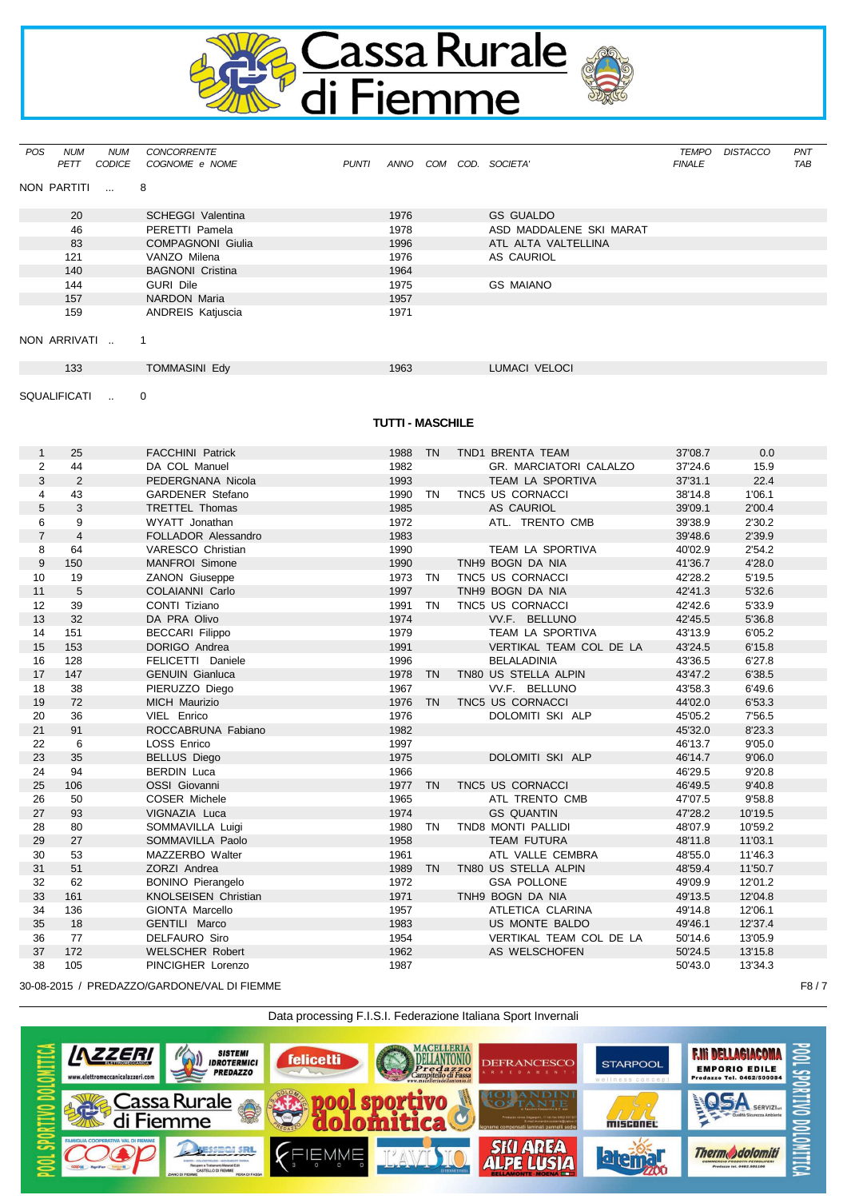| POS | NUM PETT | NUM CODICE | CONCORRENTE COGNOME e NOME | PUNTI | ANNO | COM | COD. | SOCIETA' | TEMPO FINALE | DISTACCO | PNT TAB |
|---|---|---|---|---|---|---|---|---|---|---|---|

NON PARTITI ... 8

| NUM PETT | CONCORRENTE | ANNO | SOCIETA' |
|---|---|---|---|
| 20 | SCHEGGI Valentina | 1976 | GS GUALDO |
| 46 | PERETTI Pamela | 1978 | ASD MADDALENE SKI MARAT |
| 83 | COMPAGNONI Giulia | 1996 | ATL ALTA VALTELLINA |
| 121 | VANZO Milena | 1976 | AS CAURIOL |
| 140 | BAGNONI Cristina | 1964 | |
| 144 | GURI Dile | 1975 | GS MAIANO |
| 157 | NARDON Maria | 1957 | |
| 159 | ANDREIS Katjuscia | 1971 | |

NON ARRIVATI .. 1

| NUM PETT | CONCORRENTE | ANNO | SOCIETA' |
|---|---|---|---|
| 133 | TOMMASINI Edy | 1963 | LUMACI VELOCI |

SQUALIFICATI .. 0

## TUTTI - MASCHILE

| POS | NUM PETT | CONCORRENTE | ANNO | COM | COD. | SOCIETA' | TEMPO FINALE | DISTACCO |
|---|---|---|---|---|---|---|---|---|
| 1 | 25 | FACCHINI Patrick | 1988 | TN | TND1 | BRENTA TEAM | 37'08.7 | 0.0 |
| 2 | 44 | DA COL Manuel | 1982 | | | GR. MARCIATORI CALALZO | 37'24.6 | 15.9 |
| 3 | 2 | PEDERGNANA Nicola | 1993 | | | TEAM LA SPORTIVA | 37'31.1 | 22.4 |
| 4 | 43 | GARDENER Stefano | 1990 | TN | TNC5 | US CORNACCI | 38'14.8 | 1'06.1 |
| 5 | 3 | TRETTEL Thomas | 1985 | | | AS CAURIOL | 39'09.1 | 2'00.4 |
| 6 | 9 | WYATT Jonathan | 1972 | | | ATL. TRENTO CMB | 39'38.9 | 2'30.2 |
| 7 | 4 | FOLLADOR Alessandro | 1983 | | | | 39'48.6 | 2'39.9 |
| 8 | 64 | VARESCO Christian | 1990 | | | TEAM LA SPORTIVA | 40'02.9 | 2'54.2 |
| 9 | 150 | MANFROI Simone | 1990 | | TNH9 | BOGN DA NIA | 41'36.7 | 4'28.0 |
| 10 | 19 | ZANON Giuseppe | 1973 | TN | TNC5 | US CORNACCI | 42'28.2 | 5'19.5 |
| 11 | 5 | COLAIANNI Carlo | 1997 | | TNH9 | BOGN DA NIA | 42'41.3 | 5'32.6 |
| 12 | 39 | CONTI Tiziano | 1991 | TN | TNC5 | US CORNACCI | 42'42.6 | 5'33.9 |
| 13 | 32 | DA PRA Olivo | 1974 | | | VV.F. BELLUNO | 42'45.5 | 5'36.8 |
| 14 | 151 | BECCARI Filippo | 1979 | | | TEAM LA SPORTIVA | 43'13.9 | 6'05.2 |
| 15 | 153 | DORIGO Andrea | 1991 | | | VERTIKAL TEAM COL DE LA | 43'24.5 | 6'15.8 |
| 16 | 128 | FELICETTI Daniele | 1996 | | | BELALADINIA | 43'36.5 | 6'27.8 |
| 17 | 147 | GENUIN Gianluca | 1978 | TN | TN80 | US STELLA ALPIN | 43'47.2 | 6'38.5 |
| 18 | 38 | PIERUZZO Diego | 1967 | | | VV.F. BELLUNO | 43'58.3 | 6'49.6 |
| 19 | 72 | MICH Maurizio | 1976 | TN | TNC5 | US CORNACCI | 44'02.0 | 6'53.3 |
| 20 | 36 | VIEL Enrico | 1976 | | | DOLOMITI SKI ALP | 45'05.2 | 7'56.5 |
| 21 | 91 | ROCCABRUNA Fabiano | 1982 | | | | 45'32.0 | 8'23.3 |
| 22 | 6 | LOSS Enrico | 1997 | | | | 46'13.7 | 9'05.0 |
| 23 | 35 | BELLUS Diego | 1975 | | | DOLOMITI SKI ALP | 46'14.7 | 9'06.0 |
| 24 | 94 | BERDIN Luca | 1966 | | | | 46'29.5 | 9'20.8 |
| 25 | 106 | OSSI Giovanni | 1977 | TN | TNC5 | US CORNACCI | 46'49.5 | 9'40.8 |
| 26 | 50 | COSER Michele | 1965 | | | ATL TRENTO CMB | 47'07.5 | 9'58.8 |
| 27 | 93 | VIGNAZIA Luca | 1974 | | | GS QUANTIN | 47'28.2 | 10'19.5 |
| 28 | 80 | SOMMAVILLA Luigi | 1980 | TN | TND8 | MONTI PALLIDI | 48'07.9 | 10'59.2 |
| 29 | 27 | SOMMAVILLA Paolo | 1958 | | | TEAM FUTURA | 48'11.8 | 11'03.1 |
| 30 | 53 | MAZZERBO Walter | 1961 | | | ATL VALLE CEMBRA | 48'55.0 | 11'46.3 |
| 31 | 51 | ZORZI Andrea | 1989 | TN | TN80 | US STELLA ALPIN | 48'59.4 | 11'50.7 |
| 32 | 62 | BONINO Pierangelo | 1972 | | | GSA POLLONE | 49'09.9 | 12'01.2 |
| 33 | 161 | KNOLSEISEN Christian | 1971 | | TNH9 | BOGN DA NIA | 49'13.5 | 12'04.8 |
| 34 | 136 | GIONTA Marcello | 1957 | | | ATLETICA CLARINA | 49'14.8 | 12'06.1 |
| 35 | 18 | GENTILI Marco | 1983 | | | US MONTE BALDO | 49'46.1 | 12'37.4 |
| 36 | 77 | DELFAURO Siro | 1954 | | | VERTIKAL TEAM COL DE LA | 50'14.6 | 13'05.9 |
| 37 | 172 | WELSCHER Robert | 1962 | | | AS WELSCHOFEN | 50'24.5 | 13'15.8 |
| 38 | 105 | PINCIGHER Lorenzo | 1987 | | | | 50'43.0 | 13'34.3 |

30-08-2015 / PREDAZZO/GARDONE/VAL DI FIEMME

Data processing F.I.S.I. Federazione Italiana Sport Invernali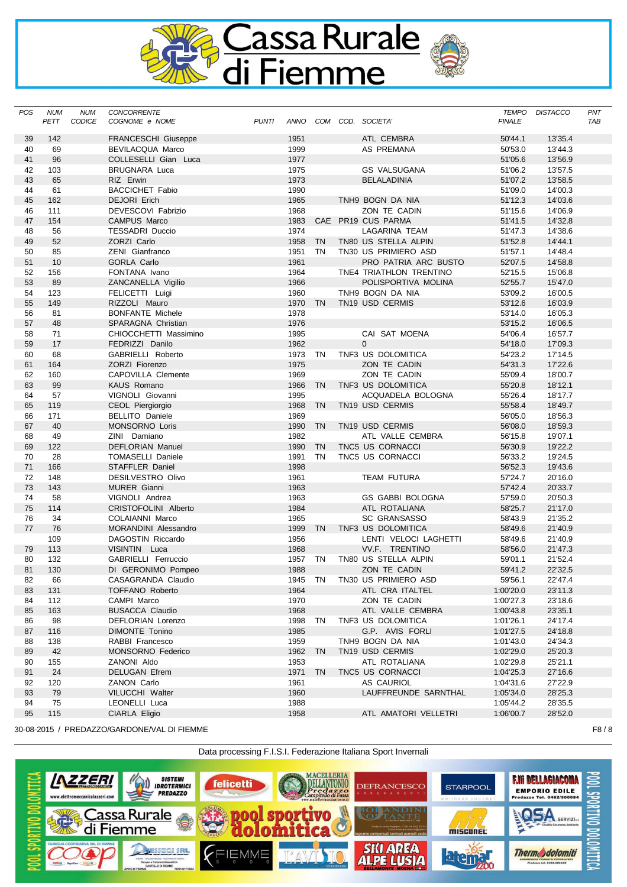# Cassa Rurale di Fiemme

| POS | NUM PETT | NUM CODICE | CONCORRENTE COGNOME e NOME | PUNTI | ANNO | COM | COD. | SOCIETA' | TEMPO FINALE | DISTACCO | PNT TAB |
|---|---|---|---|---|---|---|---|---|---|---|---|
| 39 | 142 | | FRANCESCHI Giuseppe | | 1951 | | | ATL CEMBRA | 50'44.1 | 13'35.4 | |
| 40 | 69 | | BEVILACQUA Marco | | 1999 | | | AS PREMANA | 50'53.0 | 13'44.3 | |
| 41 | 96 | | COLLESELLI Gian Luca | | 1977 | | | | 51'05.6 | 13'56.9 | |
| 42 | 103 | | BRUGNARA Luca | | 1975 | | | GS VALSUGANA | 51'06.2 | 13'57.5 | |
| 43 | 65 | | RIZ Erwin | | 1973 | | | BELALADINIA | 51'07.2 | 13'58.5 | |
| 44 | 61 | | BACCICHET Fabio | | 1990 | | | | 51'09.0 | 14'00.3 | |
| 45 | 162 | | DEJORI Erich | | 1965 | | TNH9 | BOGN DA NIA | 51'12.3 | 14'03.6 | |
| 46 | 111 | | DEVESCOVI Fabrizio | | 1968 | | | ZON TE CADIN | 51'15.6 | 14'06.9 | |
| 47 | 154 | | CAMPUS Marco | | 1983 | CAE | PR19 | CUS PARMA | 51'41.5 | 14'32.8 | |
| 48 | 56 | | TESSADRI Duccio | | 1974 | | | LAGARINA TEAM | 51'47.3 | 14'38.6 | |
| 49 | 52 | | ZORZI Carlo | | 1958 | TN | TN80 | US STELLA ALPIN | 51'52.8 | 14'44.1 | |
| 50 | 85 | | ZENI Gianfranco | | 1951 | TN | TN30 | US PRIMIERO ASD | 51'57.1 | 14'48.4 | |
| 51 | 10 | | GORLA Carlo | | 1961 | | | PRO PATRIA ARC BUSTO | 52'07.5 | 14'58.8 | |
| 52 | 156 | | FONTANA Ivano | | 1964 | | TNE4 | TRIATHLON TRENTINO | 52'15.5 | 15'06.8 | |
| 53 | 89 | | ZANCANELLA Vigilio | | 1966 | | | POLISPORTIVA MOLINA | 52'55.7 | 15'47.0 | |
| 54 | 123 | | FELICETTI Luigi | | 1960 | | TNH9 | BOGN DA NIA | 53'09.2 | 16'00.5 | |
| 55 | 149 | | RIZZOLI Mauro | | 1970 | TN | TN19 | USD CERMIS | 53'12.6 | 16'03.9 | |
| 56 | 81 | | BONFANTE Michele | | 1978 | | | | 53'14.0 | 16'05.3 | |
| 57 | 48 | | SPARAGNA Christian | | 1976 | | | | 53'15.2 | 16'06.5 | |
| 58 | 71 | | CHIOCCHETTI Massimino | | 1995 | | | CAI SAT MOENA | 54'06.4 | 16'57.7 | |
| 59 | 17 | | FEDRIZZI Danilo | | 1962 | | | 0 | 54'18.0 | 17'09.3 | |
| 60 | 68 | | GABRIELLI Roberto | | 1973 | TN | TNF3 | US DOLOMITICA | 54'23.2 | 17'14.5 | |
| 61 | 164 | | ZORZI Fiorenzo | | 1975 | | | ZON TE CADIN | 54'31.3 | 17'22.6 | |
| 62 | 160 | | CAPOVILLA Clemente | | 1969 | | | ZON TE CADIN | 55'09.4 | 18'00.7 | |
| 63 | 99 | | KAUS Romano | | 1966 | TN | TNF3 | US DOLOMITICA | 55'20.8 | 18'12.1 | |
| 64 | 57 | | VIGNOLI Giovanni | | 1995 | | | ACQUADELA BOLOGNA | 55'26.4 | 18'17.7 | |
| 65 | 119 | | CEOL Piergiorgio | | 1968 | TN | TN19 | USD CERMIS | 55'58.4 | 18'49.7 | |
| 66 | 171 | | BELLITO Daniele | | 1969 | | | | 56'05.0 | 18'56.3 | |
| 67 | 40 | | MONSORNO Loris | | 1990 | TN | TN19 | USD CERMIS | 56'08.0 | 18'59.3 | |
| 68 | 49 | | ZINI Damiano | | 1982 | | | ATL VALLE CEMBRA | 56'15.8 | 19'07.1 | |
| 69 | 122 | | DEFLORIAN Manuel | | 1990 | TN | TNC5 | US CORNACCI | 56'30.9 | 19'22.2 | |
| 70 | 28 | | TOMASELLI Daniele | | 1991 | TN | TNC5 | US CORNACCI | 56'33.2 | 19'24.5 | |
| 71 | 166 | | STAFFLER Daniel | | 1998 | | | | 56'52.3 | 19'43.6 | |
| 72 | 148 | | DESILVESTRO Olivo | | 1961 | | | TEAM FUTURA | 57'24.7 | 20'16.0 | |
| 73 | 143 | | MURER Gianni | | 1963 | | | | 57'42.4 | 20'33.7 | |
| 74 | 58 | | VIGNOLI Andrea | | 1963 | | | GS GABBI BOLOGNA | 57'59.0 | 20'50.3 | |
| 75 | 114 | | CRISTOFOLINI Alberto | | 1984 | | | ATL ROTALIANA | 58'25.7 | 21'17.0 | |
| 76 | 34 | | COLAIANNI Marco | | 1965 | | | SC GRANSASSO | 58'43.9 | 21'35.2 | |
| 77 | 76 | | MORANDINI Alessandro | | 1999 | TN | TNF3 | US DOLOMITICA | 58'49.6 | 21'40.9 | |
| | 109 | | DAGOSTIN Riccardo | | 1956 | | | LENTI VELOCI LAGHETTI | 58'49.6 | 21'40.9 | |
| 79 | 113 | | VISINTIN Luca | | 1968 | | | VV.F. TRENTINO | 58'56.0 | 21'47.3 | |
| 80 | 132 | | GABRIELLI Ferruccio | | 1957 | TN | TN80 | US STELLA ALPIN | 59'01.1 | 21'52.4 | |
| 81 | 130 | | DI GERONIMO Pompeo | | 1988 | | | ZON TE CADIN | 59'41.2 | 22'32.5 | |
| 82 | 66 | | CASAGRANDA Claudio | | 1945 | TN | TN30 | US PRIMIERO ASD | 59'56.1 | 22'47.4 | |
| 83 | 131 | | TOFFANO Roberto | | 1964 | | | ATL CRA ITALTEL | 1:00'20.0 | 23'11.3 | |
| 84 | 112 | | CAMPI Marco | | 1970 | | | ZON TE CADIN | 1:00'27.3 | 23'18.6 | |
| 85 | 163 | | BUSACCA Claudio | | 1968 | | | ATL VALLE CEMBRA | 1:00'43.8 | 23'35.1 | |
| 86 | 98 | | DEFLORIAN Lorenzo | | 1998 | TN | TNF3 | US DOLOMITICA | 1:01'26.1 | 24'17.4 | |
| 87 | 116 | | DIMONTE Tonino | | 1985 | | | G.P. AVIS FORLI | 1:01'27.5 | 24'18.8 | |
| 88 | 138 | | RABBI Francesco | | 1959 | | TNH9 | BOGN DA NIA | 1:01'43.0 | 24'34.3 | |
| 89 | 42 | | MONSORNO Federico | | 1962 | TN | TN19 | USD CERMIS | 1:02'29.0 | 25'20.3 | |
| 90 | 155 | | ZANONI Aldo | | 1953 | | | ATL ROTALIANA | 1:02'29.8 | 25'21.1 | |
| 91 | 24 | | DELUGAN Efrem | | 1971 | TN | TNC5 | US CORNACCI | 1:04'25.3 | 27'16.6 | |
| 92 | 120 | | ZANON Carlo | | 1961 | | | AS CAURIOL | 1:04'31.6 | 27'22.9 | |
| 93 | 79 | | VILUCCHI Walter | | 1960 | | | LAUFFREUNDE SARNTHAL | 1:05'34.0 | 28'25.3 | |
| 94 | 75 | | LEONELLI Luca | | 1988 | | | | 1:05'44.2 | 28'35.5 | |
| 95 | 115 | | CIARLA Eligio | | 1958 | | | ATL AMATORI VELLETRI | 1:06'00.7 | 28'52.0 | |

30-08-2015 / PREDAZZO/GARDONE/VAL DI FIEMME

Data processing F.I.S.I. Federazione Italiana Sport Invernali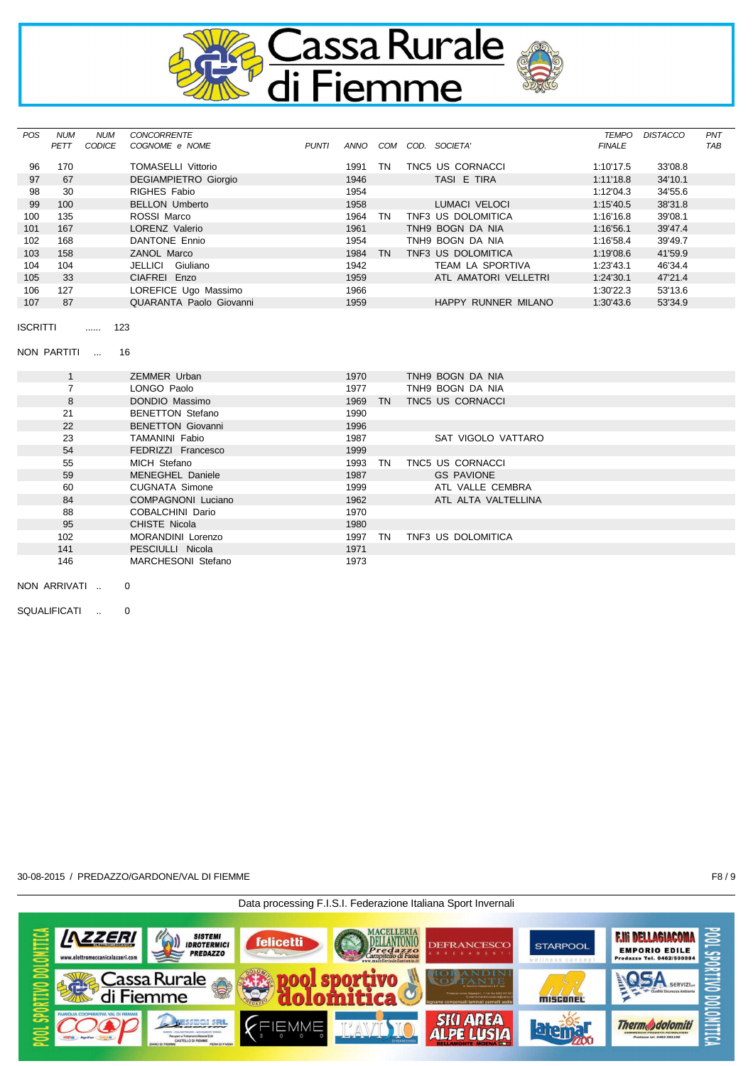| POS | NUM PETT | NUM CODICE | CONCORRENTE COGNOME e NOME | PUNTI | ANNO | COM | COD. | SOCIETA' | TEMPO FINALE | DISTACCO | PNT TAB |
|---|---|---|---|---|---|---|---|---|---|---|---|
| 96 | 170 | | TOMASELLI Vittorio | | 1991 | TN | TNC5 | US CORNACCI | 1:10'17.5 | 33'08.8 | |
| 97 | 67 | | DEGIAMPIETRO Giorgio | | 1946 | | | TASI E TIRA | 1:11'18.8 | 34'10.1 | |
| 98 | 30 | | RIGHES Fabio | | 1954 | | | | 1:12'04.3 | 34'55.6 | |
| 99 | 100 | | BELLON Umberto | | 1958 | | | LUMACI VELOCI | 1:15'40.5 | 38'31.8 | |
| 100 | 135 | | ROSSI Marco | | 1964 | TN | TNF3 | US DOLOMITICA | 1:16'16.8 | 39'08.1 | |
| 101 | 167 | | LORENZ Valerio | | 1961 | | TNH9 | BOGN DA NIA | 1:16'56.1 | 39'47.4 | |
| 102 | 168 | | DANTONE Ennio | | 1954 | | TNH9 | BOGN DA NIA | 1:16'58.4 | 39'49.7 | |
| 103 | 158 | | ZANOL Marco | | 1984 | TN | TNF3 | US DOLOMITICA | 1:19'08.6 | 41'59.9 | |
| 104 | 104 | | JELLICI Giuliano | | 1942 | | | TEAM LA SPORTIVA | 1:23'43.1 | 46'34.4 | |
| 105 | 33 | | CIAFREI Enzo | | 1959 | | | ATL AMATORI VELLETRI | 1:24'30.1 | 47'21.4 | |
| 106 | 127 | | LOREFICE Ugo Massimo | | 1966 | | | | 1:30'22.3 | 53'13.6 | |
| 107 | 87 | | QUARANTA Paolo Giovanni | | 1959 | | | HAPPY RUNNER MILANO | 1:30'43.6 | 53'34.9 | |

ISCRITTI ...... 123

NON PARTITI ... 16

| NUM PETT | CONCORRENTE | ANNO | COM | COD. | SOCIETA' |
|---|---|---|---|---|---|
| 1 | ZEMMER Urban | 1970 | | TNH9 | BOGN DA NIA |
| 7 | LONGO Paolo | 1977 | | TNH9 | BOGN DA NIA |
| 8 | DONDIO Massimo | 1969 | TN | TNC5 | US CORNACCI |
| 21 | BENETTON Stefano | 1990 | | | |
| 22 | BENETTON Giovanni | 1996 | | | |
| 23 | TAMANINI Fabio | 1987 | | | SAT VIGOLO VATTARO |
| 54 | FEDRIZZI Francesco | 1999 | | | |
| 55 | MICH Stefano | 1993 | TN | TNC5 | US CORNACCI |
| 59 | MENEGHEL Daniele | 1987 | | | GS PAVIONE |
| 60 | CUGNATA Simone | 1999 | | | ATL VALLE CEMBRA |
| 84 | COMPAGNONI Luciano | 1962 | | | ATL ALTA VALTELLINA |
| 88 | COBALCHINI Dario | 1970 | | | |
| 95 | CHISTE Nicola | 1980 | | | |
| 102 | MORANDINI Lorenzo | 1997 | TN | TNF3 | US DOLOMITICA |
| 141 | PESCIULLI Nicola | 1971 | | | |
| 146 | MARCHESONI Stefano | 1973 | | | |

NON ARRIVATI .. 0

SQUALIFICATI .. 0

30-08-2015 / PREDAZZO/GARDONE/VAL DI FIEMME

Data processing F.I.S.I. Federazione Italiana Sport Invernali